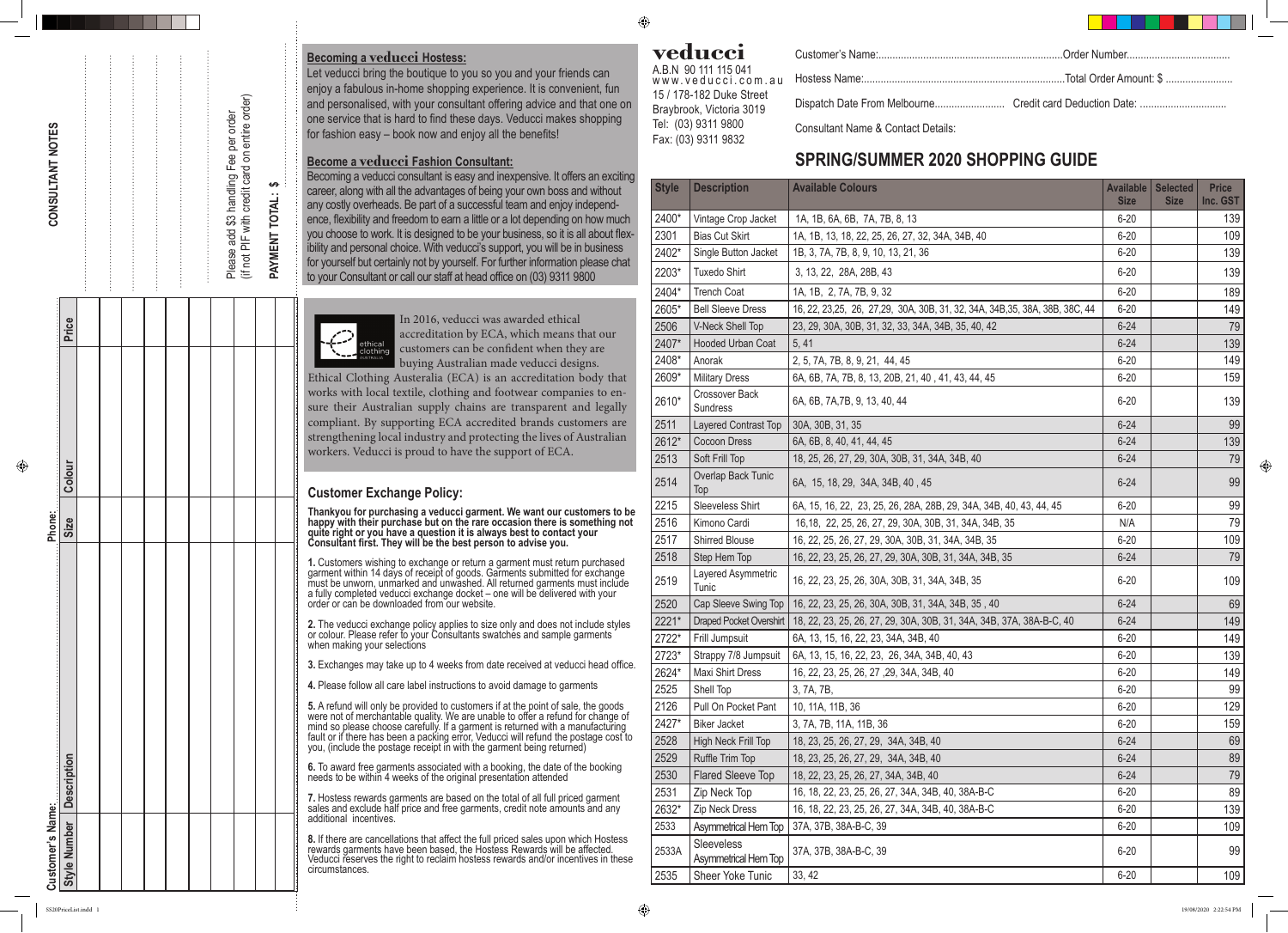## CONSULTANT NOTES

Customer's Name: ............ Phone: ............

| Style Number | Description | Size | Colour | Price |
|---|---|---|---|---|
| | | | | |
| | | | | |
| | | | | |
| | | | | |
| | | | | |
| | | | | |
| | | | | |
| | | | | |
| | | | | |
| | | | | |

Please add $3 handling Fee per order
(if not PIF with credit card on entire order)

**PAYMENT TOTAL: $** ............

### Becoming a veducci Hostess:

Let veducci bring the boutique to you so you and your friends can enjoy a fabulous in-home shopping experience. It is convenient, fun and personalised, with your consultant offering advice and that one on one service that is hard to find these days. Veducci makes shopping for fashion easy – book now and enjoy all the benefits!

### Become a veducci Fashion Consultant:

Becoming a veducci consultant is easy and inexpensive. It offers an exciting career, along with all the advantages of being your own boss and without any costly overheads. Be part of a successful team and enjoy independence, flexibility and freedom to earn a little or a lot depending on how much you choose to work. It is designed to be your business, so it is all about flexibility and personal choice. With veducci's support, you will be in business for yourself but certainly not by yourself. For further information please chat to your Consultant or call our staff at head office on (03) 9311 9800

ethical clothing

In 2016, veducci was awarded ethical accreditation by ECA, which means that our customers can be confident when they are buying Australian made veducci designs. Ethical Clothing Austeralia (ECA) is an accreditation body that works with local textile, clothing and footwear companies to ensure their Australian supply chains are transparent and legally compliant. By supporting ECA accredited brands customers are strengthening local industry and protecting the lives of Australian workers. Veducci is proud to have the support of ECA.

### Customer Exchange Policy:

**Thankyou for purchasing a veducci garment. We want our customers to be happy with their purchase but on the rare occasion there is something not quite right or you have a question it is always best to contact your Consultant first. They will be the best person to advise you.**

**1.** Customers wishing to exchange or return a garment must return purchased garment within 14 days of receipt of goods. Garments submitted for exchange must be unworn, unmarked and unwashed. All returned garments must include a fully completed veducci exchange docket – one will be delivered with your order or can be downloaded from our website.

**2.** The veducci exchange policy applies to size only and does not include styles or colour. Please refer to your Consultants swatches and sample garments when making your selections

**3.** Exchanges may take up to 4 weeks from date received at veducci head office.

**4.** Please follow all care label instructions to avoid damage to garments

**5.** A refund will only be provided to customers if at the point of sale, the goods were not of merchantable quality. We are unable to offer a refund for change of mind so please choose carefully. If a garment is returned with a manufacturing fault or if there has been a packing error, Veducci will refund the postage cost to you, (include the postage receipt in with the garment being returned)

**6.** To award free garments associated with a booking, the date of the booking needs to be within 4 weeks of the original presentation attended

**7.** Hostess rewards garments are based on the total of all full priced garment sales and exclude half price and free garments, credit note amounts and any additional incentives.

**8.** If there are cancellations that affect the full priced sales upon which Hostess rewards garments have been based, the Hostess Rewards will be affected. Veducci reserves the right to reclaim hostess rewards and/or incentives in these circumstances.

# veducci

A.B.N 90 111 115 041
www.veducci.com.au
15 / 178-182 Duke Street
Braybrook, Victoria 3019
Tel: (03) 9311 9800
Fax: (03) 9311 9832

Customer's Name: ............ Order Number: ............

Hostess Name: ............ Total Order Amount: $ ............

Dispatch Date From Melbourne ............ Credit card Deduction Date: ............

Consultant Name & Contact Details:

## SPRING/SUMMER 2020 SHOPPING GUIDE

| Style | Description | Available Colours | Available Size | Selected Size | Price Inc. GST |
|---|---|---|---|---|---|
| 2400* | Vintage Crop Jacket | 1A, 1B, 6A, 6B, 7A, 7B, 8, 13 | 6-20 | | 139 |
| 2301 | Bias Cut Skirt | 1A, 1B, 13, 18, 22, 25, 26, 27, 32, 34A, 34B, 40 | 6-20 | | 109 |
| 2402* | Single Button Jacket | 1B, 3, 7A, 7B, 8, 9, 10, 13, 21, 36 | 6-20 | | 139 |
| 2203* | Tuxedo Shirt | 3, 13, 22, 28A, 28B, 43 | 6-20 | | 139 |
| 2404* | Trench Coat | 1A, 1B, 2, 7A, 7B, 9, 32 | 6-20 | | 189 |
| 2605* | Bell Sleeve Dress | 16, 22, 23,25, 26, 27,29, 30A, 30B, 31, 32, 34A, 34B,35, 38A, 38B, 38C, 44 | 6-20 | | 149 |
| 2506 | V-Neck Shell Top | 23, 29, 30A, 30B, 31, 32, 33, 34A, 34B, 35, 40, 42 | 6-24 | | 79 |
| 2407* | Hooded Urban Coat | 5, 41 | 6-24 | | 139 |
| 2408* | Anorak | 2, 5, 7A, 7B, 8, 9, 21, 44, 45 | 6-20 | | 149 |
| 2609* | Military Dress | 6A, 6B, 7A, 7B, 8, 13, 20B, 21, 40 , 41, 43, 44, 45 | 6-20 | | 159 |
| 2610* | Crossover Back Sundress | 6A, 6B, 7A,7B, 9, 13, 40, 44 | 6-20 | | 139 |
| 2511 | Layered Contrast Top | 30A, 30B, 31, 35 | 6-24 | | 99 |
| 2612* | Cocoon Dress | 6A, 6B, 8, 40, 41, 44, 45 | 6-24 | | 139 |
| 2513 | Soft Frill Top | 18, 25, 26, 27, 29, 30A, 30B, 31, 34A, 34B, 40 | 6-24 | | 79 |
| 2514 | Overlap Back Tunic Top | 6A, 15, 18, 29, 34A, 34B, 40 , 45 | 6-24 | | 99 |
| 2215 | Sleeveless Shirt | 6A, 15, 16, 22, 23, 25, 26, 28A, 28B, 29, 34A, 34B, 40, 43, 44, 45 | 6-20 | | 99 |
| 2516 | Kimono Cardi | 16,18, 22, 25, 26, 27, 29, 30A, 30B, 31, 34A, 34B, 35 | N/A | | 79 |
| 2517 | Shirred Blouse | 16, 22, 25, 26, 27, 29, 30A, 30B, 31, 34A, 34B, 35 | 6-20 | | 109 |
| 2518 | Step Hem Top | 16, 22, 23, 25, 26, 27, 29, 30A, 30B, 31, 34A, 34B, 35 | 6-24 | | 79 |
| 2519 | Layered Asymmetric Tunic | 16, 22, 23, 25, 26, 30A, 30B, 31, 34A, 34B, 35 | 6-20 | | 109 |
| 2520 | Cap Sleeve Swing Top | 16, 22, 23, 25, 26, 30A, 30B, 31, 34A, 34B, 35 , 40 | 6-24 | | 69 |
| 2221* | Draped Pocket Overshirt | 18, 22, 23, 25, 26, 27, 29, 30A, 30B, 31, 34A, 34B, 37A, 38A-B-C, 40 | 6-24 | | 149 |
| 2722* | Frill Jumpsuit | 6A, 13, 15, 16, 22, 23, 34A, 34B, 40 | 6-20 | | 149 |
| 2723* | Strappy 7/8 Jumpsuit | 6A, 13, 15, 16, 22, 23, 26, 34A, 34B, 40, 43 | 6-20 | | 139 |
| 2624* | Maxi Shirt Dress | 16, 22, 23, 25, 26, 27 ,29, 34A, 34B, 40 | 6-20 | | 149 |
| 2525 | Shell Top | 3, 7A, 7B, | 6-20 | | 99 |
| 2126 | Pull On Pocket Pant | 10, 11A, 11B, 36 | 6-20 | | 129 |
| 2427* | Biker Jacket | 3, 7A, 7B, 11A, 11B, 36 | 6-20 | | 159 |
| 2528 | High Neck Frill Top | 18, 23, 25, 26, 27, 29, 34A, 34B, 40 | 6-24 | | 69 |
| 2529 | Ruffle Trim Top | 18, 23, 25, 26, 27, 29, 34A, 34B, 40 | 6-24 | | 89 |
| 2530 | Flared Sleeve Top | 18, 22, 23, 25, 26, 27, 34A, 34B, 40 | 6-24 | | 79 |
| 2531 | Zip Neck Top | 16, 18, 22, 23, 25, 26, 27, 34A, 34B, 40, 38A-B-C | 6-20 | | 89 |
| 2632* | Zip Neck Dress | 16, 18, 22, 23, 25, 26, 27, 34A, 34B, 40, 38A-B-C | 6-20 | | 139 |
| 2533 | Asymmetrical Hem Top | 37A, 37B, 38A-B-C, 39 | 6-20 | | 109 |
| 2533A | Sleeveless Asymmetrical Hem Top | 37A, 37B, 38A-B-C, 39 | 6-20 | | 99 |
| 2535 | Sheer Yoke Tunic | 33, 42 | 6-20 | | 109 |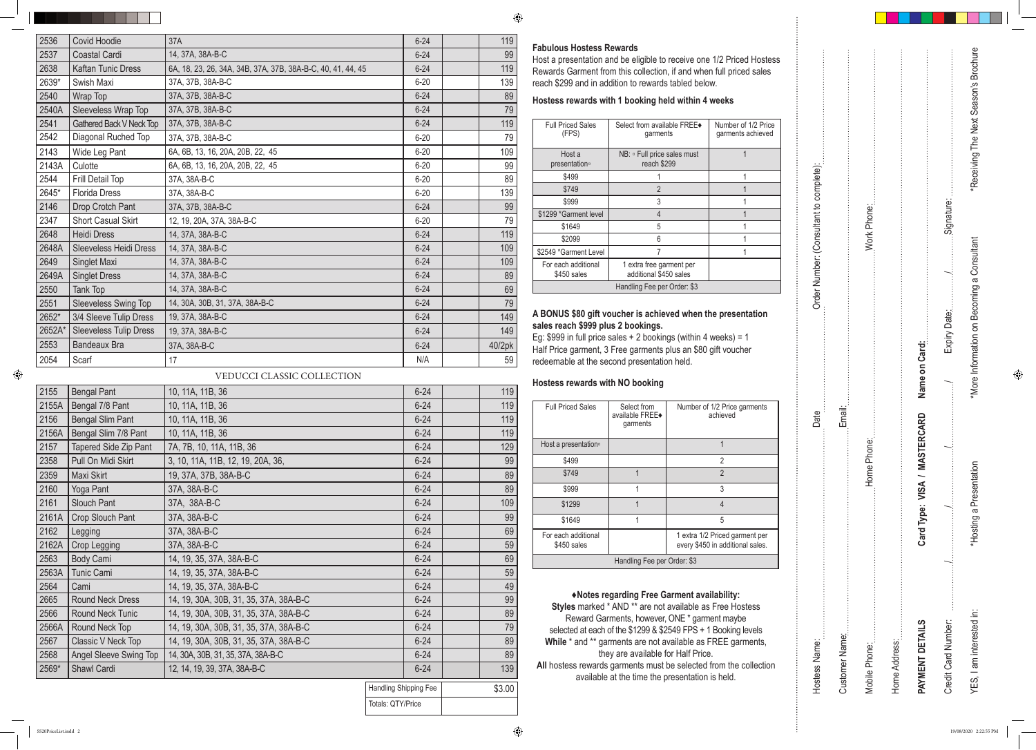| | | | | | |
|---|---|---|---|---|---|
| 2536 | Covid Hoodie | 37A | 6-24 | | 119 |
| 2537 | Coastal Cardi | 14, 37A, 38A-B-C | 6-24 | | 99 |
| 2638 | Kaftan Tunic Dress | 6A, 18, 23, 26, 34A, 34B, 37A, 37B, 38A-B-C, 40, 41, 44, 45 | 6-24 | | 119 |
| 2639* | Swish Maxi | 37A, 37B, 38A-B-C | 6-20 | | 139 |
| 2540 | Wrap Top | 37A, 37B, 38A-B-C | 6-24 | | 89 |
| 2540A | Sleeveless Wrap Top | 37A, 37B, 38A-B-C | 6-24 | | 79 |
| 2541 | Gathered Back V Neck Top | 37A, 37B, 38A-B-C | 6-24 | | 119 |
| 2542 | Diagonal Ruched Top | 37A, 37B, 38A-B-C | 6-20 | | 79 |
| 2143 | Wide Leg Pant | 6A, 6B, 13, 16, 20A, 20B, 22, 45 | 6-20 | | 109 |
| 2143A | Culotte | 6A, 6B, 13, 16, 20A, 20B, 22, 45 | 6-20 | | 99 |
| 2544 | Frill Detail Top | 37A, 38A-B-C | 6-20 | | 89 |
| 2645* | Florida Dress | 37A, 38A-B-C | 6-20 | | 139 |
| 2146 | Drop Crotch Pant | 37A, 37B, 38A-B-C | 6-24 | | 99 |
| 2347 | Short Casual Skirt | 12, 19, 20A, 37A, 38A-B-C | 6-20 | | 79 |
| 2648 | Heidi Dress | 14, 37A, 38A-B-C | 6-24 | | 119 |
| 2648A | Sleeveless Heidi Dress | 14, 37A, 38A-B-C | 6-24 | | 109 |
| 2649 | Singlet Maxi | 14, 37A, 38A-B-C | 6-24 | | 109 |
| 2649A | Singlet Dress | 14, 37A, 38A-B-C | 6-24 | | 89 |
| 2550 | Tank Top | 14, 37A, 38A-B-C | 6-24 | | 69 |
| 2551 | Sleeveless Swing Top | 14, 30A, 30B, 31, 37A, 38A-B-C | 6-24 | | 79 |
| 2652* | 3/4 Sleeve Tulip Dress | 19, 37A, 38A-B-C | 6-24 | | 149 |
| 2652A* | Sleeveless Tulip Dress | 19, 37A, 38A-B-C | 6-24 | | 149 |
| 2553 | Bandeaux Bra | 37A, 38A-B-C | 6-24 | | 40/2pk |
| 2054 | Scarf | 17 | N/A | | 59 |

VEDUCCI CLASSIC COLLECTION

| | | | | | |
|---|---|---|---|---|---|
| 2155 | Bengal Pant | 10, 11A, 11B, 36 | 6-24 | | 119 |
| 2155A | Bengal 7/8 Pant | 10, 11A, 11B, 36 | 6-24 | | 119 |
| 2156 | Bengal Slim Pant | 10, 11A, 11B, 36 | 6-24 | | 119 |
| 2156A | Bengal Slim 7/8 Pant | 10, 11A, 11B, 36 | 6-24 | | 119 |
| 2157 | Tapered Side Zip Pant | 7A, 7B, 10, 11A, 11B, 36 | 6-24 | | 129 |
| 2358 | Pull On Midi Skirt | 3, 10, 11A, 11B, 12, 19, 20A, 36, | 6-24 | | 99 |
| 2359 | Maxi Skirt | 19, 37A, 37B, 38A-B-C | 6-24 | | 89 |
| 2160 | Yoga Pant | 37A, 38A-B-C | 6-24 | | 89 |
| 2161 | Slouch Pant | 37A, 38A-B-C | 6-24 | | 109 |
| 2161A | Crop Slouch Pant | 37A, 38A-B-C | 6-24 | | 99 |
| 2162 | Legging | 37A, 38A-B-C | 6-24 | | 69 |
| 2162A | Crop Legging | 37A, 38A-B-C | 6-24 | | 59 |
| 2563 | Body Cami | 14, 19, 35, 37A, 38A-B-C | 6-24 | | 69 |
| 2563A | Tunic Cami | 14, 19, 35, 37A, 38A-B-C | 6-24 | | 59 |
| 2564 | Cami | 14, 19, 35, 37A, 38A-B-C | 6-24 | | 49 |
| 2665 | Round Neck Dress | 14, 19, 30A, 30B, 31, 35, 37A, 38A-B-C | 6-24 | | 99 |
| 2566 | Round Neck Tunic | 14, 19, 30A, 30B, 31, 35, 37A, 38A-B-C | 6-24 | | 89 |
| 2566A | Round Neck Top | 14, 19, 30A, 30B, 31, 35, 37A, 38A-B-C | 6-24 | | 79 |
| 2567 | Classic V Neck Top | 14, 19, 30A, 30B, 31, 35, 37A, 38A-B-C | 6-24 | | 89 |
| 2568 | Angel Sleeve Swing Top | 14, 30A, 30B, 31, 35, 37A, 38A-B-C | 6-24 | | 89 |
| 2569* | Shawl Cardi | 12, 14, 19, 39, 37A, 38A-B-C | 6-24 | | 139 |
| | | | Handling Shipping Fee | | $3.00 |
| | | | Totals: QTY/Price | | |

### Fabulous Hostess Rewards

Host a presentation and be eligible to receive one 1/2 Priced Hostess Rewards Garment from this collection, if and when full priced sales reach $299 and in addition to rewards tabled below.

### Hostess rewards with 1 booking held within 4 weeks

| Full Priced Sales (FPS) | Select from available FREE♦ garments | Number of 1/2 Price garments achieved |
|---|---|---|
| Host a presentation◦ | NB: ◦ Full price sales must reach $299 | 1 |
| $499 | 1 | 1 |
| $749 | 2 | 1 |
| $999 | 3 | 1 |
| $1299 *Garment level | 4 | 1 |
| $1649 | 5 | 1 |
| $2099 | 6 | 1 |
| $2549 *Garment Level | 7 | 1 |
| For each additional $450 sales | 1 extra free garment per additional $450 sales | |
| Handling Fee per Order: $3 | | |

**A BONUS $80 gift voucher is achieved when the presentation sales reach $999 plus 2 bookings.**

Eg: $999 in full price sales + 2 bookings (within 4 weeks) = 1 Half Price garment, 3 Free garments plus an $80 gift voucher redeemable at the second presentation held.

### Hostess rewards with NO booking

| Full Priced Sales | Select from available FREE♦ garments | Number of 1/2 Price garments achieved |
|---|---|---|
| Host a presentation◦ | | 1 |
| $499 | | 2 |
| $749 | 1 | 2 |
| $999 | 1 | 3 |
| $1299 | 1 | 4 |
| $1649 | 1 | 5 |
| For each additional $450 sales | | 1 extra 1/2 Priced garment per every $450 in additional sales. |
| Handling Fee per Order: $3 | | |

**♦Notes regarding Free Garment availability:**
**Styles** marked * AND ** are not available as Free Hostess Reward Garments, however, ONE * garment maybe selected at each of the $1299 & $2549 FPS + 1 Booking levels
**While** * and ** garments are not available as FREE garments, they are available for Half Price.
**All** hostess rewards garments must be selected from the collection available at the time the presentation is held.

Hostess Name: .................... Date .................... Order Number: (Consultant to complete): ....................

Customer Name: .................... Email: ....................

Mobile Phone: .................... Home Phone: .................... Work Phone: ....................

Home Address: ....................

**PAYMENT DETAILS** **Card Type: VISA / MASTERCARD** **Name on Card:** ....................

Credit Card Number: ....../....../....../...... Expiry Date: ....../...... Signature: ....................

YES, I am interested in: *Hosting a Presentation *More Information on Becoming a Consultant *Receiving The Next Season's Brochure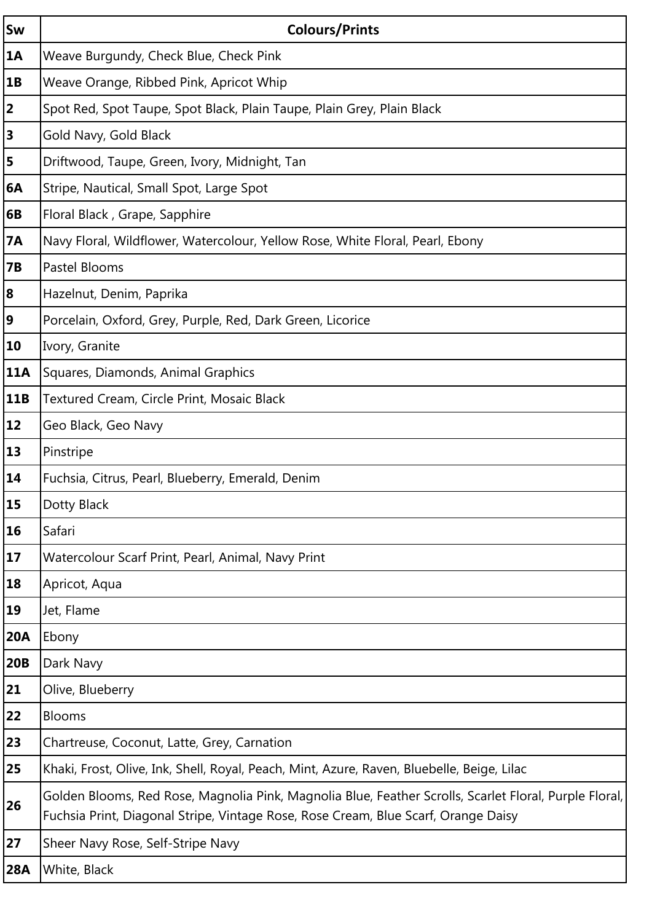| Sw | Colours/Prints |
|---|---|
| **1A** | Weave Burgundy, Check Blue, Check Pink |
| **1B** | Weave Orange, Ribbed Pink, Apricot Whip |
| **2** | Spot Red, Spot Taupe, Spot Black, Plain Taupe, Plain Grey, Plain Black |
| **3** | Gold Navy, Gold Black |
| **5** | Driftwood, Taupe, Green, Ivory, Midnight, Tan |
| **6A** | Stripe, Nautical, Small Spot, Large Spot |
| **6B** | Floral Black , Grape, Sapphire |
| **7A** | Navy Floral, Wildflower, Watercolour, Yellow Rose, White Floral, Pearl, Ebony |
| **7B** | Pastel Blooms |
| **8** | Hazelnut, Denim, Paprika |
| **9** | Porcelain, Oxford, Grey, Purple, Red, Dark Green, Licorice |
| **10** | Ivory, Granite |
| **11A** | Squares, Diamonds, Animal Graphics |
| **11B** | Textured Cream, Circle Print, Mosaic Black |
| **12** | Geo Black, Geo Navy |
| **13** | Pinstripe |
| **14** | Fuchsia, Citrus, Pearl, Blueberry, Emerald, Denim |
| **15** | Dotty Black |
| **16** | Safari |
| **17** | Watercolour Scarf Print, Pearl, Animal, Navy Print |
| **18** | Apricot, Aqua |
| **19** | Jet, Flame |
| **20A** | Ebony |
| **20B** | Dark Navy |
| **21** | Olive, Blueberry |
| **22** | Blooms |
| **23** | Chartreuse, Coconut, Latte, Grey, Carnation |
| **25** | Khaki, Frost, Olive, Ink, Shell, Royal, Peach, Mint, Azure, Raven, Bluebelle, Beige, Lilac |
| **26** | Golden Blooms, Red Rose, Magnolia Pink, Magnolia Blue, Feather Scrolls, Scarlet Floral, Purple Floral, Fuchsia Print, Diagonal Stripe, Vintage Rose, Rose Cream, Blue Scarf, Orange Daisy |
| **27** | Sheer Navy Rose, Self-Stripe Navy |
| **28A** | White, Black |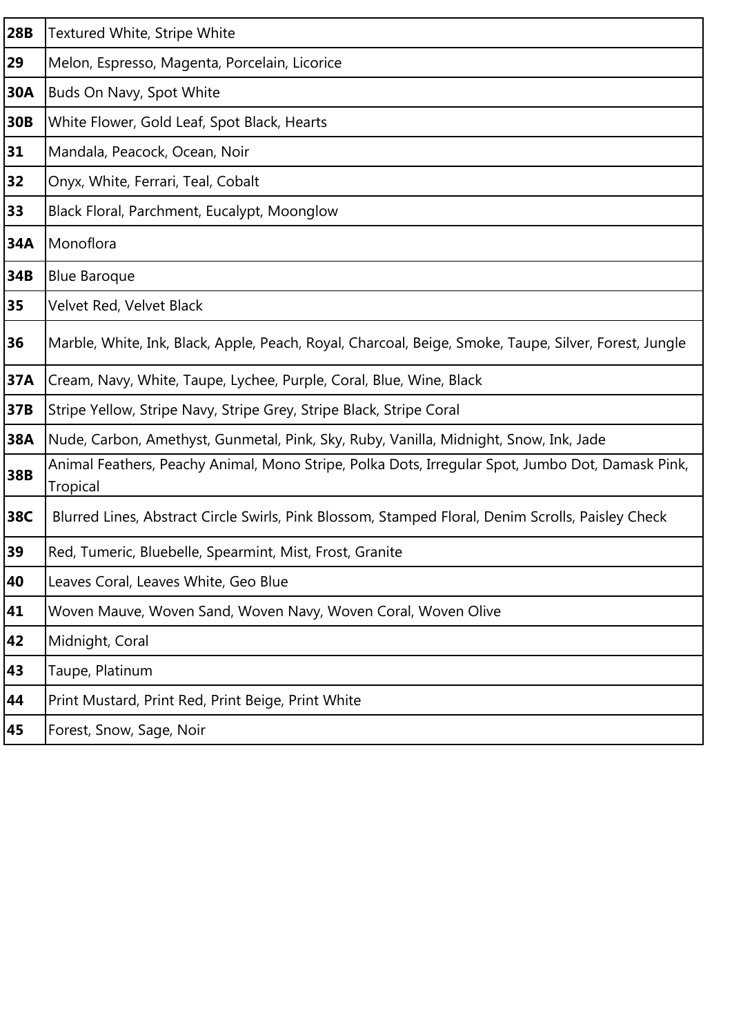| | |
|---|---|
| **28B** | Textured White, Stripe White |
| **29** | Melon, Espresso, Magenta, Porcelain, Licorice |
| **30A** | Buds On Navy, Spot White |
| **30B** | White Flower, Gold Leaf, Spot Black, Hearts |
| **31** | Mandala, Peacock, Ocean, Noir |
| **32** | Onyx, White, Ferrari, Teal, Cobalt |
| **33** | Black Floral, Parchment, Eucalypt, Moonglow |
| **34A** | Monoflora |
| **34B** | Blue Baroque |
| **35** | Velvet Red, Velvet Black |
| **36** | Marble, White, Ink, Black, Apple, Peach, Royal, Charcoal, Beige, Smoke, Taupe, Silver, Forest, Jungle |
| **37A** | Cream, Navy, White, Taupe, Lychee, Purple, Coral, Blue, Wine, Black |
| **37B** | Stripe Yellow, Stripe Navy, Stripe Grey, Stripe Black, Stripe Coral |
| **38A** | Nude, Carbon, Amethyst, Gunmetal, Pink, Sky, Ruby, Vanilla, Midnight, Snow, Ink, Jade |
| **38B** | Animal Feathers, Peachy Animal, Mono Stripe, Polka Dots, Irregular Spot, Jumbo Dot, Damask Pink, Tropical |
| **38C** | Blurred Lines, Abstract Circle Swirls, Pink Blossom, Stamped Floral, Denim Scrolls, Paisley Check |
| **39** | Red, Tumeric, Bluebelle, Spearmint, Mist, Frost, Granite |
| **40** | Leaves Coral, Leaves White, Geo Blue |
| **41** | Woven Mauve, Woven Sand, Woven Navy, Woven Coral, Woven Olive |
| **42** | Midnight, Coral |
| **43** | Taupe, Platinum |
| **44** | Print Mustard, Print Red, Print Beige, Print White |
| **45** | Forest, Snow, Sage, Noir |